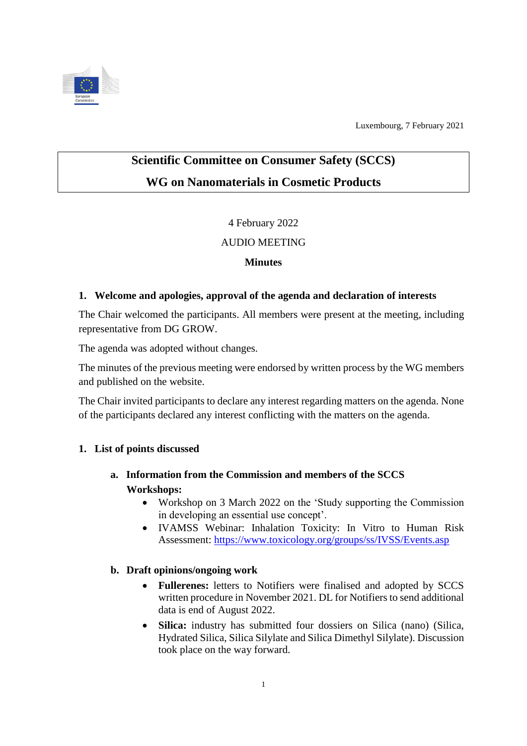Luxembourg, 7 February 2021

# Scientific Committee on Consumer Safety (SCCS)

# WG on Nanomaterials in Cosmetic Products

4 February 2022

AUDIO MEETING

**Minutes**

## 1. Welcome and apologies, approval of the agenda and declaration of interests

The Chair welcomed the participants. All members were present at the meeting, including representative from DG GROW.

The agenda was adopted without changes.

The minutes of the previous meeting were endorsed by written process by the WG members and published on the website.

The Chair invited participants to declare any interest regarding matters on the agenda. None of the participants declared any interest conflicting with the matters on the agenda.

## 1. List of points discussed

### a. Information from the Commission and members of the SCCS

**Workshops:**

- Workshop on 3 March 2022 on the 'Study supporting the Commission in developing an essential use concept'.
- IVAMSS Webinar: Inhalation Toxicity: In Vitro to Human Risk Assessment: https://www.toxicology.org/groups/ss/IVSS/Events.asp

### b. Draft opinions/ongoing work

- **Fullerenes:** letters to Notifiers were finalised and adopted by SCCS written procedure in November 2021. DL for Notifiers to send additional data is end of August 2022.
- **Silica:** industry has submitted four dossiers on Silica (nano) (Silica, Hydrated Silica, Silica Silylate and Silica Dimethyl Silylate). Discussion took place on the way forward.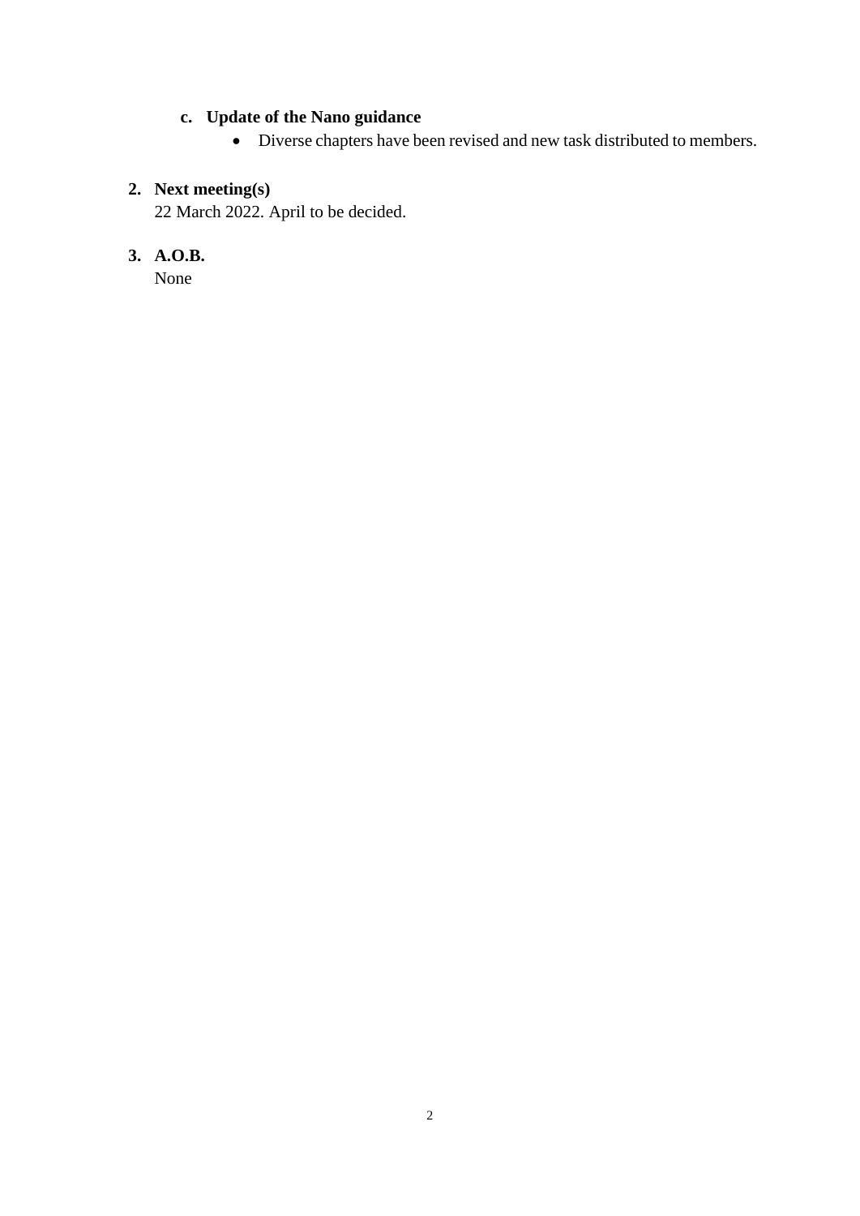c. **Update of the Nano guidance**
   - Diverse chapters have been revised and new task distributed to members.

2. **Next meeting(s)**
   22 March 2022. April to be decided.

3. **A.O.B.**
   None